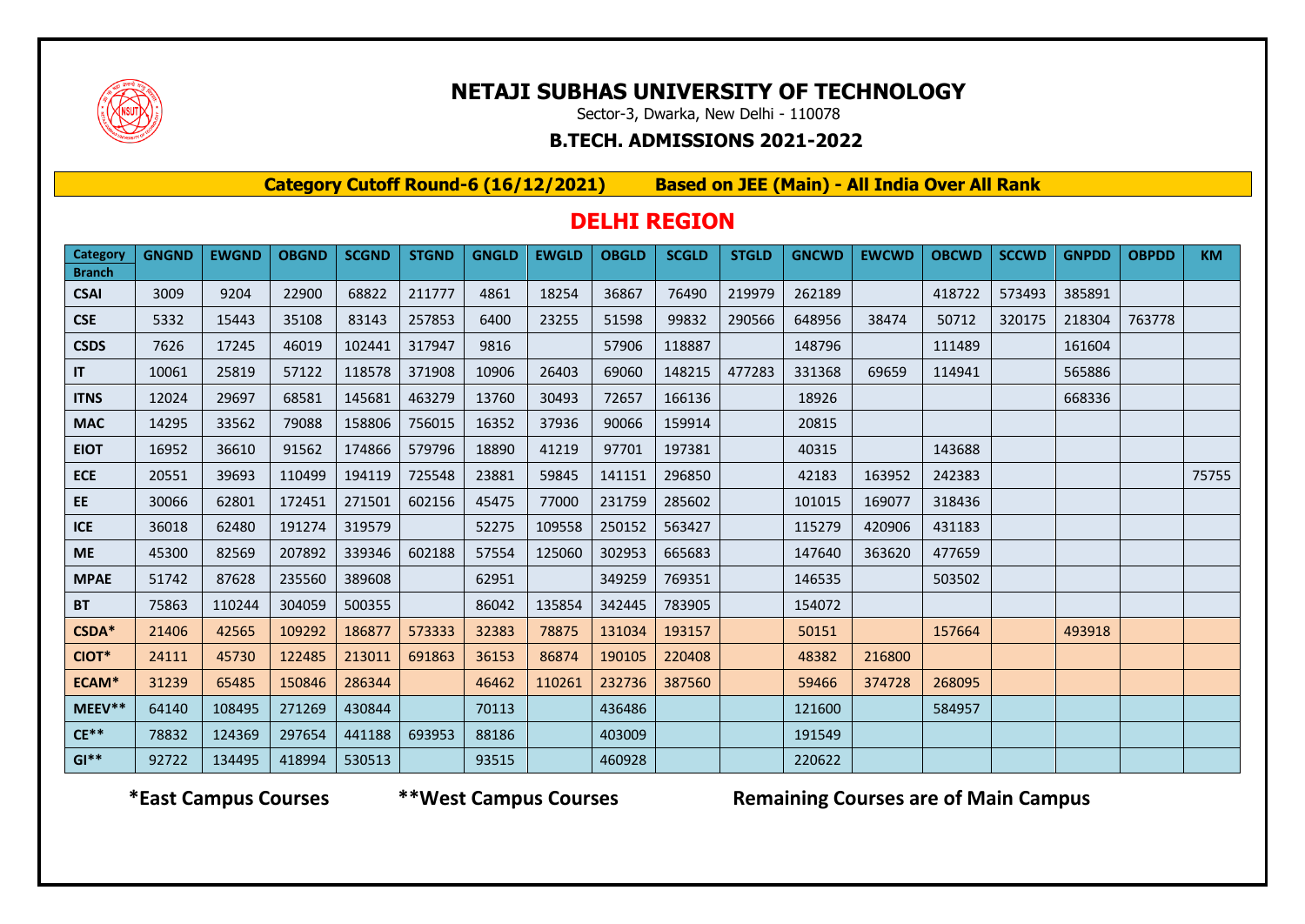# NETAJI SUBHAS UNIVERSITY OF TECHNOLOGY

Sector-3, Dwarka, New Delhi - 110078

## B.TECH. ADMISSIONS 2021-2022

**Category Cutoff Round-6 (16/12/2021) Based on JEE (Main) - All India Over All Rank**

## DELHI REGION

| Category / Branch | GNGND | EWGND | OBGND | SCGND | STGND | GNGLD | EWGLD | OBGLD | SCGLD | STGLD | GNCWD | EWCWD | OBCWD | SCCWD | GNPDD | OBPDD | KM |
|---|---|---|---|---|---|---|---|---|---|---|---|---|---|---|---|---|---|
| **CSAI** | 3009 | 9204 | 22900 | 68822 | 211777 | 4861 | 18254 | 36867 | 76490 | 219979 | 262189 | | 418722 | 573493 | 385891 | | |
| **CSE** | 5332 | 15443 | 35108 | 83143 | 257853 | 6400 | 23255 | 51598 | 99832 | 290566 | 648956 | 38474 | 50712 | 320175 | 218304 | 763778 | |
| **CSDS** | 7626 | 17245 | 46019 | 102441 | 317947 | 9816 | | 57906 | 118887 | | 148796 | | 111489 | | 161604 | | |
| **IT** | 10061 | 25819 | 57122 | 118578 | 371908 | 10906 | 26403 | 69060 | 148215 | 477283 | 331368 | 69659 | 114941 | | 565886 | | |
| **ITNS** | 12024 | 29697 | 68581 | 145681 | 463279 | 13760 | 30493 | 72657 | 166136 | | 18926 | | | | 668336 | | |
| **MAC** | 14295 | 33562 | 79088 | 158806 | 756015 | 16352 | 37936 | 90066 | 159914 | | 20815 | | | | | | |
| **EIOT** | 16952 | 36610 | 91562 | 174866 | 579796 | 18890 | 41219 | 97701 | 197381 | | 40315 | | 143688 | | | | |
| **ECE** | 20551 | 39693 | 110499 | 194119 | 725548 | 23881 | 59845 | 141151 | 296850 | | 42183 | 163952 | 242383 | | | | 75755 |
| **EE** | 30066 | 62801 | 172451 | 271501 | 602156 | 45475 | 77000 | 231759 | 285602 | | 101015 | 169077 | 318436 | | | | |
| **ICE** | 36018 | 62480 | 191274 | 319579 | | 52275 | 109558 | 250152 | 563427 | | 115279 | 420906 | 431183 | | | | |
| **ME** | 45300 | 82569 | 207892 | 339346 | 602188 | 57554 | 125060 | 302953 | 665683 | | 147640 | 363620 | 477659 | | | | |
| **MPAE** | 51742 | 87628 | 235560 | 389608 | | 62951 | | 349259 | 769351 | | 146535 | | 503502 | | | | |
| **BT** | 75863 | 110244 | 304059 | 500355 | | 86042 | 135854 | 342445 | 783905 | | 154072 | | | | | | |
| **CSDA*** | 21406 | 42565 | 109292 | 186877 | 573333 | 32383 | 78875 | 131034 | 193157 | | 50151 | | 157664 | | 493918 | | |
| **CIOT*** | 24111 | 45730 | 122485 | 213011 | 691863 | 36153 | 86874 | 190105 | 220408 | | 48382 | 216800 | | | | | |
| **ECAM*** | 31239 | 65485 | 150846 | 286344 | | 46462 | 110261 | 232736 | 387560 | | 59466 | 374728 | 268095 | | | | |
| **MEEV**** | 64140 | 108495 | 271269 | 430844 | | 70113 | | 436486 | | | 121600 | | 584957 | | | | |
| **CE**** | 78832 | 124369 | 297654 | 441188 | 693953 | 88186 | | 403009 | | | 191549 | | | | | | |
| **GI**** | 92722 | 134495 | 418994 | 530513 | | 93515 | | 460928 | | | 220622 | | | | | | |

**\*East Campus Courses** **\*\*West Campus Courses** **Remaining Courses are of Main Campus**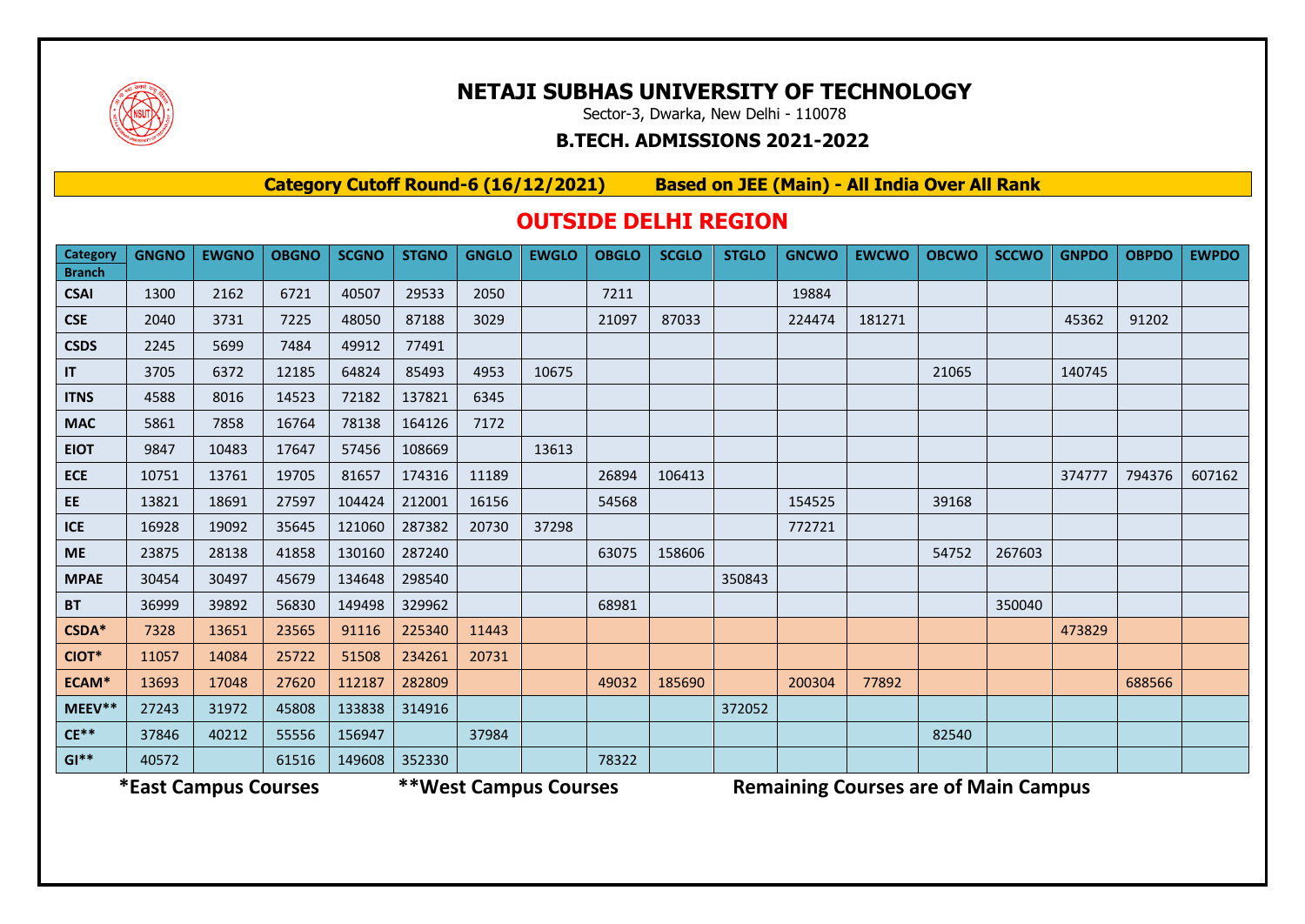# NETAJI SUBHAS UNIVERSITY OF TECHNOLOGY

Sector-3, Dwarka, New Delhi - 110078

**B.TECH. ADMISSIONS 2021-2022**

**Category Cutoff Round-6 (16/12/2021)        Based on JEE (Main) - All India Over All Rank**

## OUTSIDE DELHI REGION

| Category / Branch | GNGNO | EWGNO | OBGNO | SCGNO | STGNO | GNGLO | EWGLO | OBGLO | SCGLO | STGLO | GNCWO | EWCWO | OBCWO | SCCWO | GNPDO | OBPDO | EWPDO |
|---|---|---|---|---|---|---|---|---|---|---|---|---|---|---|---|---|---|
| CSAI | 1300 | 2162 | 6721 | 40507 | 29533 | 2050 | | 7211 | | | 19884 | | | | | | |
| CSE | 2040 | 3731 | 7225 | 48050 | 87188 | 3029 | | 21097 | 87033 | | 224474 | 181271 | | | 45362 | 91202 | |
| CSDS | 2245 | 5699 | 7484 | 49912 | 77491 | | | | | | | | | | | | |
| IT | 3705 | 6372 | 12185 | 64824 | 85493 | 4953 | 10675 | | | | | | 21065 | | 140745 | | |
| ITNS | 4588 | 8016 | 14523 | 72182 | 137821 | 6345 | | | | | | | | | | | |
| MAC | 5861 | 7858 | 16764 | 78138 | 164126 | 7172 | | | | | | | | | | | |
| EIOT | 9847 | 10483 | 17647 | 57456 | 108669 | | 13613 | | | | | | | | | | |
| ECE | 10751 | 13761 | 19705 | 81657 | 174316 | 11189 | | 26894 | 106413 | | | | | | 374777 | 794376 | 607162 |
| EE | 13821 | 18691 | 27597 | 104424 | 212001 | 16156 | | 54568 | | | 154525 | | 39168 | | | | |
| ICE | 16928 | 19092 | 35645 | 121060 | 287382 | 20730 | 37298 | | | | 772721 | | | | | | |
| ME | 23875 | 28138 | 41858 | 130160 | 287240 | | | 63075 | 158606 | | | | 54752 | 267603 | | | |
| MPAE | 30454 | 30497 | 45679 | 134648 | 298540 | | | | | 350843 | | | | | | | |
| BT | 36999 | 39892 | 56830 | 149498 | 329962 | | | 68981 | | | | | | 350040 | | | |
| CSDA* | 7328 | 13651 | 23565 | 91116 | 225340 | 11443 | | | | | | | | | 473829 | | |
| CIOT* | 11057 | 14084 | 25722 | 51508 | 234261 | 20731 | | | | | | | | | | | |
| ECAM* | 13693 | 17048 | 27620 | 112187 | 282809 | | | 49032 | 185690 | | 200304 | 77892 | | | | 688566 | |
| MEEV** | 27243 | 31972 | 45808 | 133838 | 314916 | | | | | 372052 | | | | | | | |
| CE** | 37846 | 40212 | 55556 | 156947 | | 37984 | | | | | | | 82540 | | | | |
| GI** | 40572 | | 61516 | 149608 | 352330 | | | 78322 | | | | | | | | | |

**\*East Campus Courses        \*\*West Campus Courses        Remaining Courses are of Main Campus**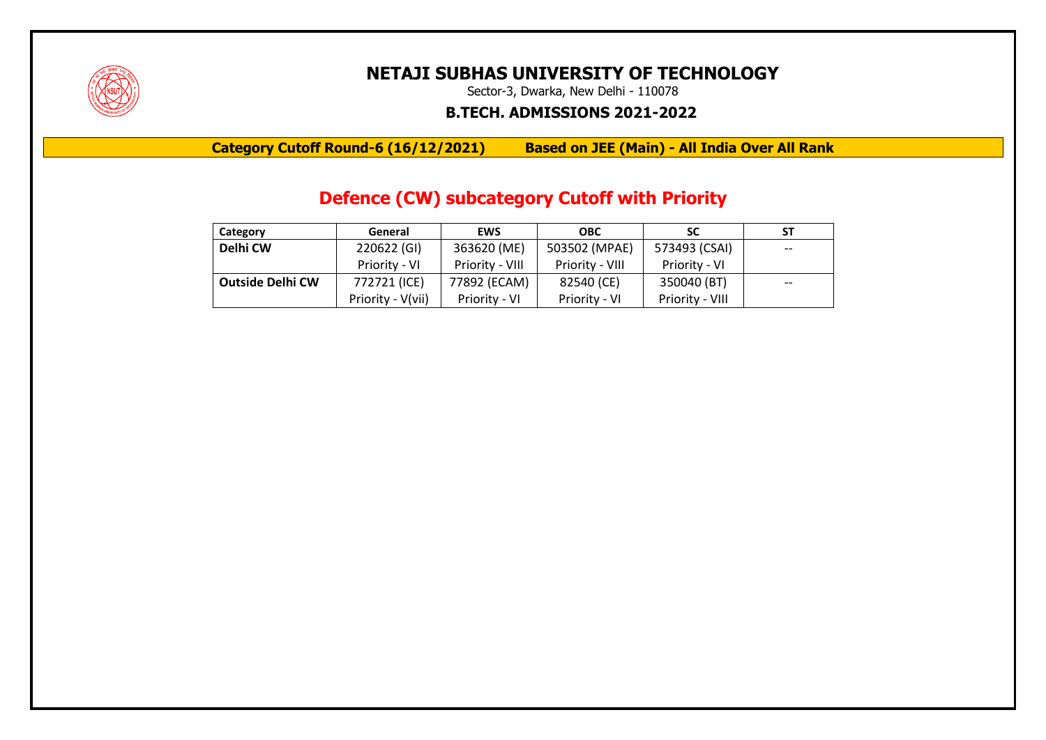# NETAJI SUBHAS UNIVERSITY OF TECHNOLOGY

Sector-3, Dwarka, New Delhi - 110078

## B.TECH. ADMISSIONS 2021-2022

**Category Cutoff Round-6 (16/12/2021)** **Based on JEE (Main) - All India Over All Rank**

## Defence (CW) subcategory Cutoff with Priority

| Category | General | EWS | OBC | SC | ST |
|---|---|---|---|---|---|
| **Delhi CW** | 220622 (GI)<br>Priority - VI | 363620 (ME)<br>Priority - VIII | 503502 (MPAE)<br>Priority - VIII | 573493 (CSAI)<br>Priority - VI | -- |
| **Outside Delhi CW** | 772721 (ICE)<br>Priority - V(vii) | 77892 (ECAM)<br>Priority - VI | 82540 (CE)<br>Priority - VI | 350040 (BT)<br>Priority - VIII | -- |